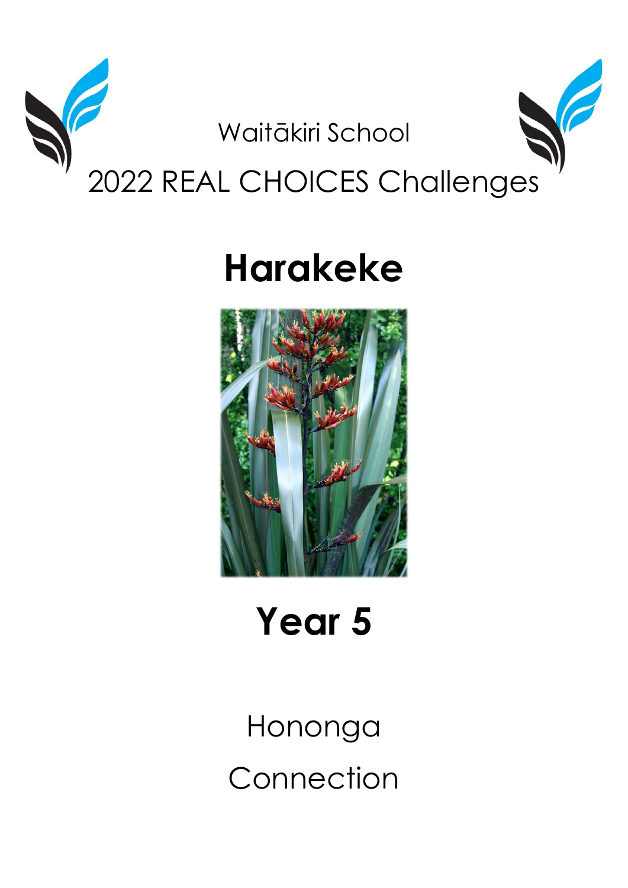Waitākiri School

# 2022 REAL CHOICES Challenges

# Harakeke

# Year 5

Hononga

Connection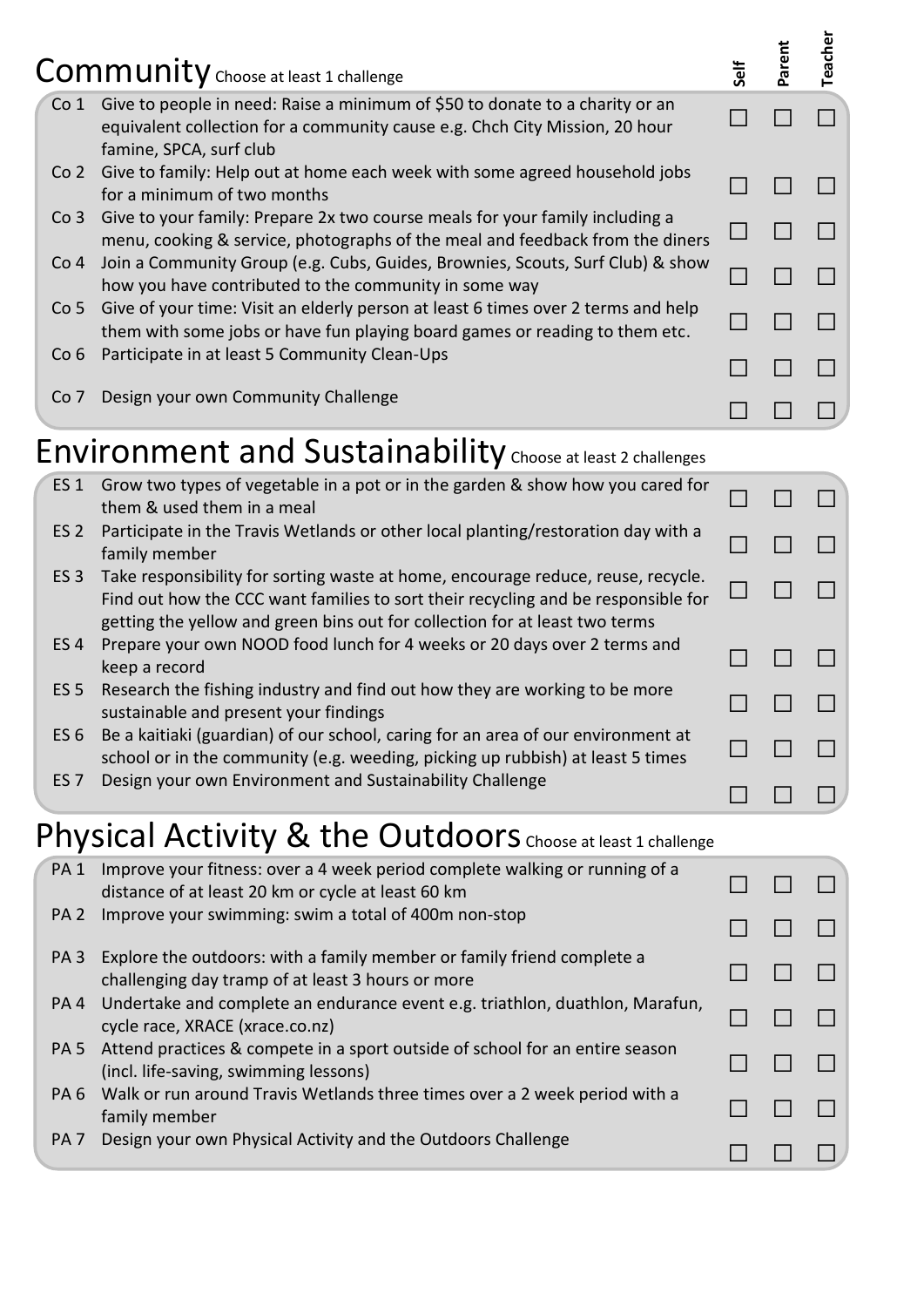## Community *Choose at least 1 challenge*

| | | Self | Parent | Teacher |
|---|---|---|---|---|
| Co 1 | Give to people in need: Raise a minimum of $50 to donate to a charity or an equivalent collection for a community cause e.g. Chch City Mission, 20 hour famine, SPCA, surf club | ☐ | ☐ | ☐ |
| Co 2 | Give to family: Help out at home each week with some agreed household jobs for a minimum of two months | ☐ | ☐ | ☐ |
| Co 3 | Give to your family: Prepare 2x two course meals for your family including a menu, cooking & service, photographs of the meal and feedback from the diners | ☐ | ☐ | ☐ |
| Co 4 | Join a Community Group (e.g. Cubs, Guides, Brownies, Scouts, Surf Club) & show how you have contributed to the community in some way | ☐ | ☐ | ☐ |
| Co 5 | Give of your time: Visit an elderly person at least 6 times over 2 terms and help them with some jobs or have fun playing board games or reading to them etc. | ☐ | ☐ | ☐ |
| Co 6 | Participate in at least 5 Community Clean-Ups | ☐ | ☐ | ☐ |
| Co 7 | Design your own Community Challenge | ☐ | ☐ | ☐ |

## Environment and Sustainability *Choose at least 2 challenges*

| | | Self | Parent | Teacher |
|---|---|---|---|---|
| ES 1 | Grow two types of vegetable in a pot or in the garden & show how you cared for them & used them in a meal | ☐ | ☐ | ☐ |
| ES 2 | Participate in the Travis Wetlands or other local planting/restoration day with a family member | ☐ | ☐ | ☐ |
| ES 3 | Take responsibility for sorting waste at home, encourage reduce, reuse, recycle. Find out how the CCC want families to sort their recycling and be responsible for getting the yellow and green bins out for collection for at least two terms | ☐ | ☐ | ☐ |
| ES 4 | Prepare your own NOOD food lunch for 4 weeks or 20 days over 2 terms and keep a record | ☐ | ☐ | ☐ |
| ES 5 | Research the fishing industry and find out how they are working to be more sustainable and present your findings | ☐ | ☐ | ☐ |
| ES 6 | Be a kaitiaki (guardian) of our school, caring for an area of our environment at school or in the community (e.g. weeding, picking up rubbish) at least 5 times | ☐ | ☐ | ☐ |
| ES 7 | Design your own Environment and Sustainability Challenge | ☐ | ☐ | ☐ |

## Physical Activity & the Outdoors *Choose at least 1 challenge*

| | | Self | Parent | Teacher |
|---|---|---|---|---|
| PA 1 | Improve your fitness: over a 4 week period complete walking or running of a distance of at least 20 km or cycle at least 60 km | ☐ | ☐ | ☐ |
| PA 2 | Improve your swimming: swim a total of 400m non-stop | ☐ | ☐ | ☐ |
| PA 3 | Explore the outdoors: with a family member or family friend complete a challenging day tramp of at least 3 hours or more | ☐ | ☐ | ☐ |
| PA 4 | Undertake and complete an endurance event e.g. triathlon, duathlon, Marafun, cycle race, XRACE (xrace.co.nz) | ☐ | ☐ | ☐ |
| PA 5 | Attend practices & compete in a sport outside of school for an entire season (incl. life-saving, swimming lessons) | ☐ | ☐ | ☐ |
| PA 6 | Walk or run around Travis Wetlands three times over a 2 week period with a family member | ☐ | ☐ | ☐ |
| PA 7 | Design your own Physical Activity and the Outdoors Challenge | ☐ | ☐ | ☐ |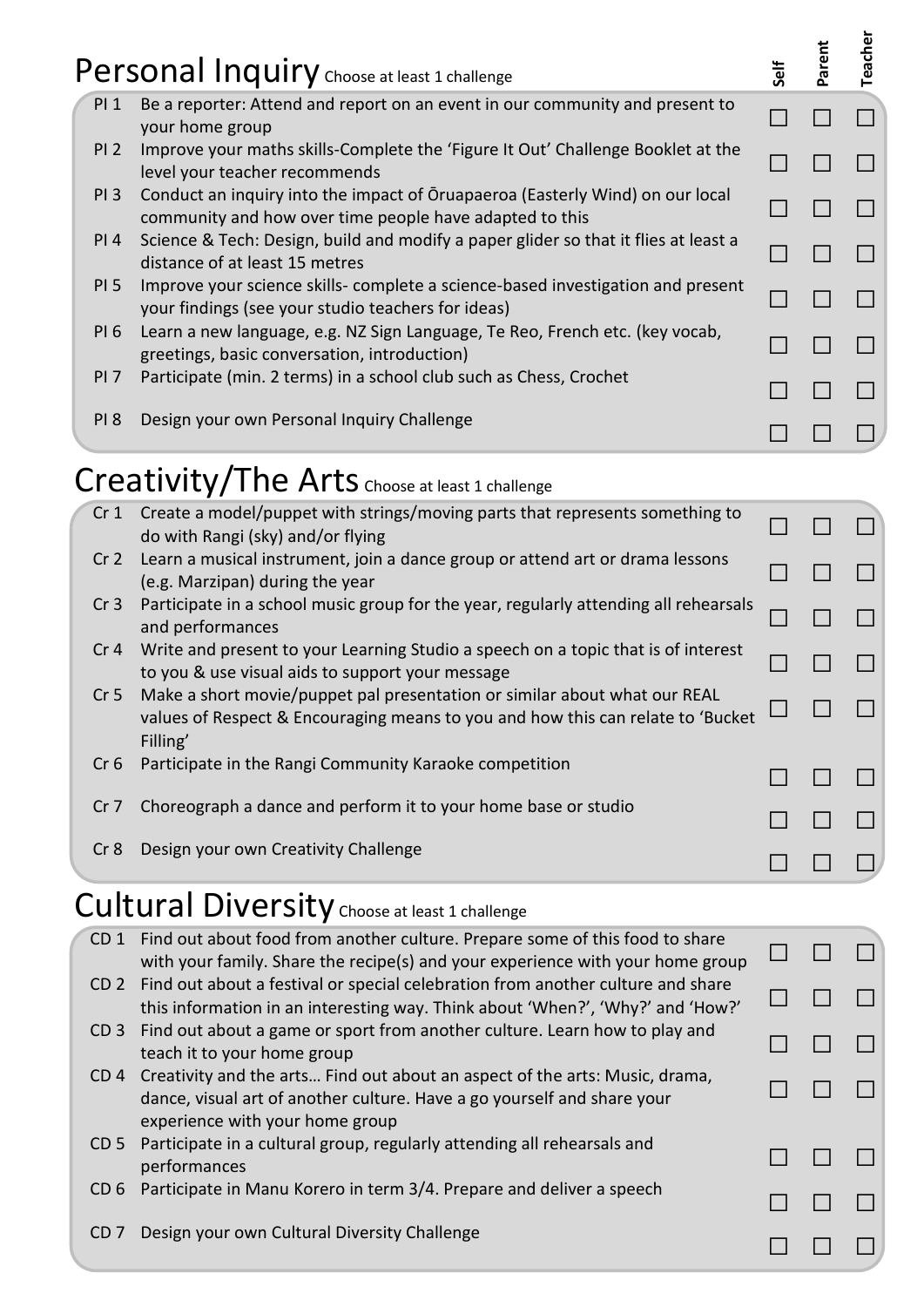## Personal Inquiry *Choose at least 1 challenge*

| | Challenge | Self | Parent | Teacher |
|---|---|---|---|---|
| PI 1 | Be a reporter: Attend and report on an event in our community and present to your home group | ☐ | ☐ | ☐ |
| PI 2 | Improve your maths skills-Complete the 'Figure It Out' Challenge Booklet at the level your teacher recommends | ☐ | ☐ | ☐ |
| PI 3 | Conduct an inquiry into the impact of Ōruapaeroa (Easterly Wind) on our local community and how over time people have adapted to this | ☐ | ☐ | ☐ |
| PI 4 | Science & Tech: Design, build and modify a paper glider so that it flies at least a distance of at least 15 metres | ☐ | ☐ | ☐ |
| PI 5 | Improve your science skills- complete a science-based investigation and present your findings (see your studio teachers for ideas) | ☐ | ☐ | ☐ |
| PI 6 | Learn a new language, e.g. NZ Sign Language, Te Reo, French etc. (key vocab, greetings, basic conversation, introduction) | ☐ | ☐ | ☐ |
| PI 7 | Participate (min. 2 terms) in a school club such as Chess, Crochet | ☐ | ☐ | ☐ |
| PI 8 | Design your own Personal Inquiry Challenge | ☐ | ☐ | ☐ |

## Creativity/The Arts *Choose at least 1 challenge*

| | Challenge | Self | Parent | Teacher |
|---|---|---|---|---|
| Cr 1 | Create a model/puppet with strings/moving parts that represents something to do with Rangi (sky) and/or flying | ☐ | ☐ | ☐ |
| Cr 2 | Learn a musical instrument, join a dance group or attend art or drama lessons (e.g. Marzipan) during the year | ☐ | ☐ | ☐ |
| Cr 3 | Participate in a school music group for the year, regularly attending all rehearsals and performances | ☐ | ☐ | ☐ |
| Cr 4 | Write and present to your Learning Studio a speech on a topic that is of interest to you & use visual aids to support your message | ☐ | ☐ | ☐ |
| Cr 5 | Make a short movie/puppet pal presentation or similar about what our REAL values of Respect & Encouraging means to you and how this can relate to 'Bucket Filling' | ☐ | ☐ | ☐ |
| Cr 6 | Participate in the Rangi Community Karaoke competition | ☐ | ☐ | ☐ |
| Cr 7 | Choreograph a dance and perform it to your home base or studio | ☐ | ☐ | ☐ |
| Cr 8 | Design your own Creativity Challenge | ☐ | ☐ | ☐ |

## Cultural Diversity *Choose at least 1 challenge*

| | Challenge | Self | Parent | Teacher |
|---|---|---|---|---|
| CD 1 | Find out about food from another culture. Prepare some of this food to share with your family. Share the recipe(s) and your experience with your home group | ☐ | ☐ | ☐ |
| CD 2 | Find out about a festival or special celebration from another culture and share this information in an interesting way. Think about 'When?', 'Why?' and 'How?' | ☐ | ☐ | ☐ |
| CD 3 | Find out about a game or sport from another culture. Learn how to play and teach it to your home group | ☐ | ☐ | ☐ |
| CD 4 | Creativity and the arts… Find out about an aspect of the arts: Music, drama, dance, visual art of another culture. Have a go yourself and share your experience with your home group | ☐ | ☐ | ☐ |
| CD 5 | Participate in a cultural group, regularly attending all rehearsals and performances | ☐ | ☐ | ☐ |
| CD 6 | Participate in Manu Korero in term 3/4. Prepare and deliver a speech | ☐ | ☐ | ☐ |
| CD 7 | Design your own Cultural Diversity Challenge | ☐ | ☐ | ☐ |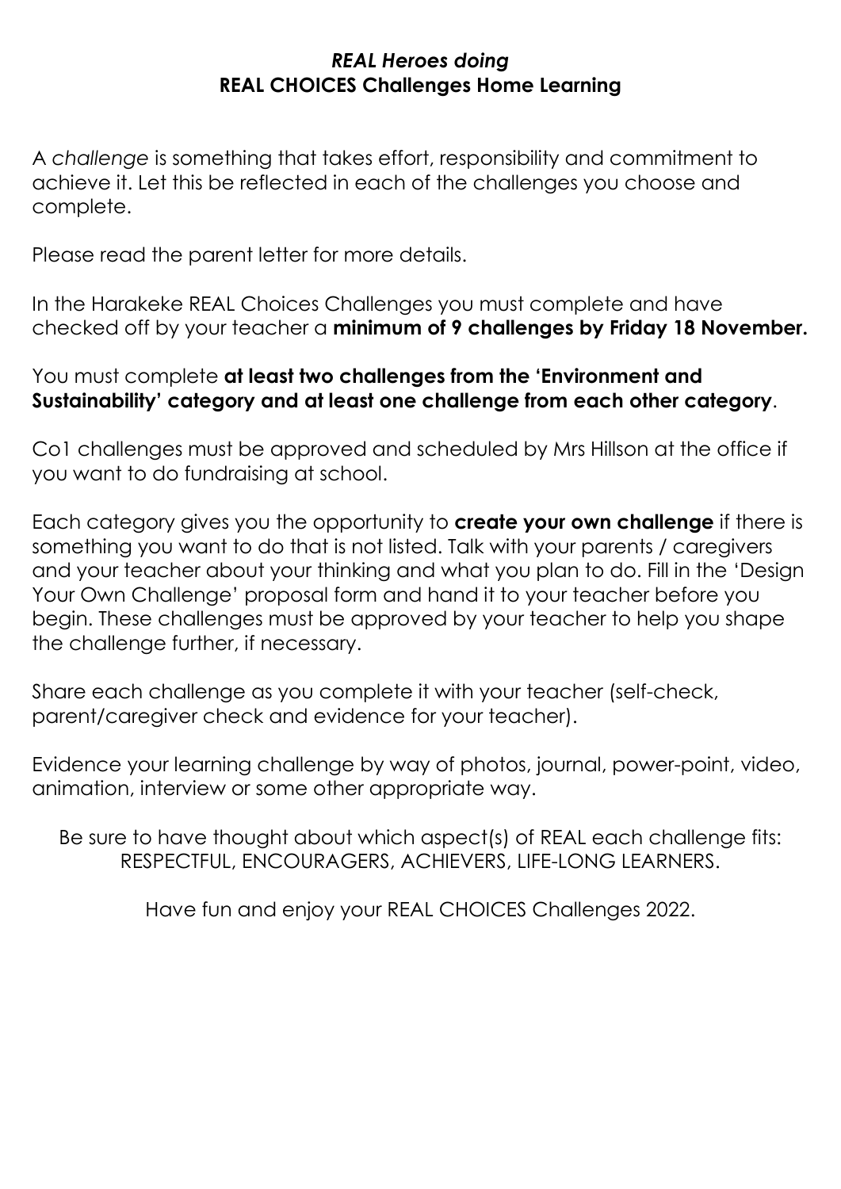# *REAL Heroes doing*
# **REAL CHOICES Challenges Home Learning**

A *challenge* is something that takes effort, responsibility and commitment to achieve it. Let this be reflected in each of the challenges you choose and complete.

Please read the parent letter for more details.

In the Harakeke REAL Choices Challenges you must complete and have checked off by your teacher a **minimum of 9 challenges by Friday 18 November.**

You must complete **at least two challenges from the 'Environment and Sustainability' category and at least one challenge from each other category**.

Co1 challenges must be approved and scheduled by Mrs Hillson at the office if you want to do fundraising at school.

Each category gives you the opportunity to **create your own challenge** if there is something you want to do that is not listed. Talk with your parents / caregivers and your teacher about your thinking and what you plan to do. Fill in the 'Design Your Own Challenge' proposal form and hand it to your teacher before you begin. These challenges must be approved by your teacher to help you shape the challenge further, if necessary.

Share each challenge as you complete it with your teacher (self-check, parent/caregiver check and evidence for your teacher).

Evidence your learning challenge by way of photos, journal, power-point, video, animation, interview or some other appropriate way.

Be sure to have thought about which aspect(s) of REAL each challenge fits: RESPECTFUL, ENCOURAGERS, ACHIEVERS, LIFE-LONG LEARNERS.

Have fun and enjoy your REAL CHOICES Challenges 2022.